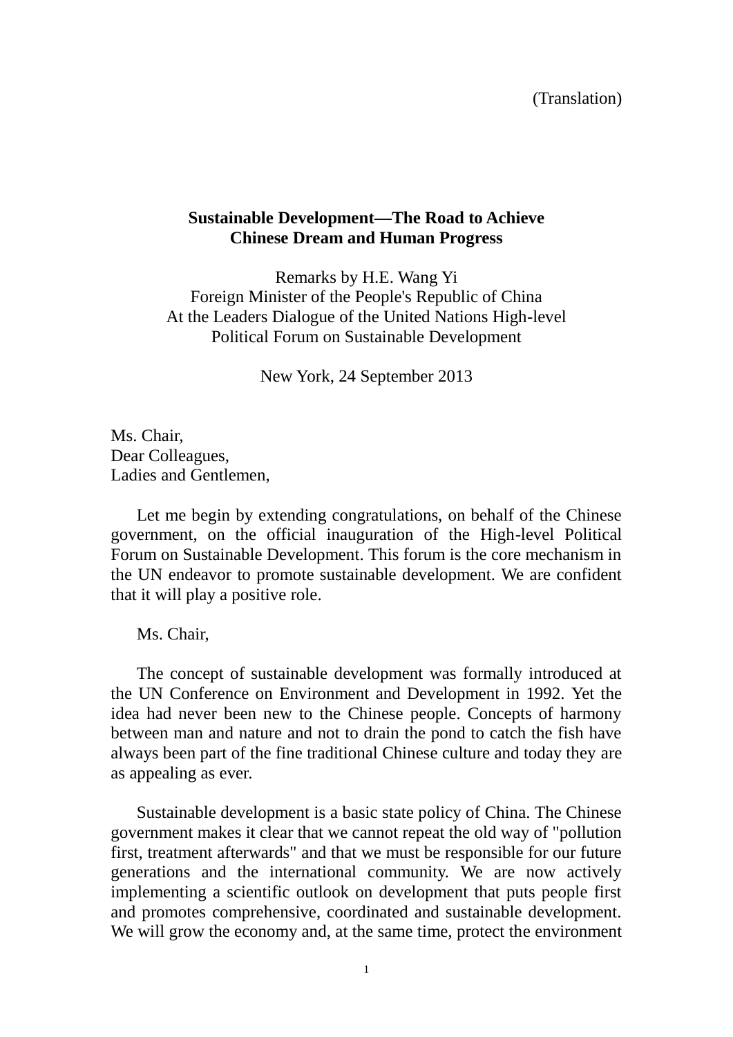(Translation)

**Sustainable Development—The Road to Achieve Chinese Dream and Human Progress**

Remarks by H.E. Wang Yi
Foreign Minister of the People's Republic of China
At the Leaders Dialogue of the United Nations High-level Political Forum on Sustainable Development

New York, 24 September 2013

Ms. Chair,
Dear Colleagues,
Ladies and Gentlemen,

Let me begin by extending congratulations, on behalf of the Chinese government, on the official inauguration of the High-level Political Forum on Sustainable Development. This forum is the core mechanism in the UN endeavor to promote sustainable development. We are confident that it will play a positive role.

Ms. Chair,

The concept of sustainable development was formally introduced at the UN Conference on Environment and Development in 1992. Yet the idea had never been new to the Chinese people. Concepts of harmony between man and nature and not to drain the pond to catch the fish have always been part of the fine traditional Chinese culture and today they are as appealing as ever.

Sustainable development is a basic state policy of China. The Chinese government makes it clear that we cannot repeat the old way of "pollution first, treatment afterwards" and that we must be responsible for our future generations and the international community. We are now actively implementing a scientific outlook on development that puts people first and promotes comprehensive, coordinated and sustainable development. We will grow the economy and, at the same time, protect the environment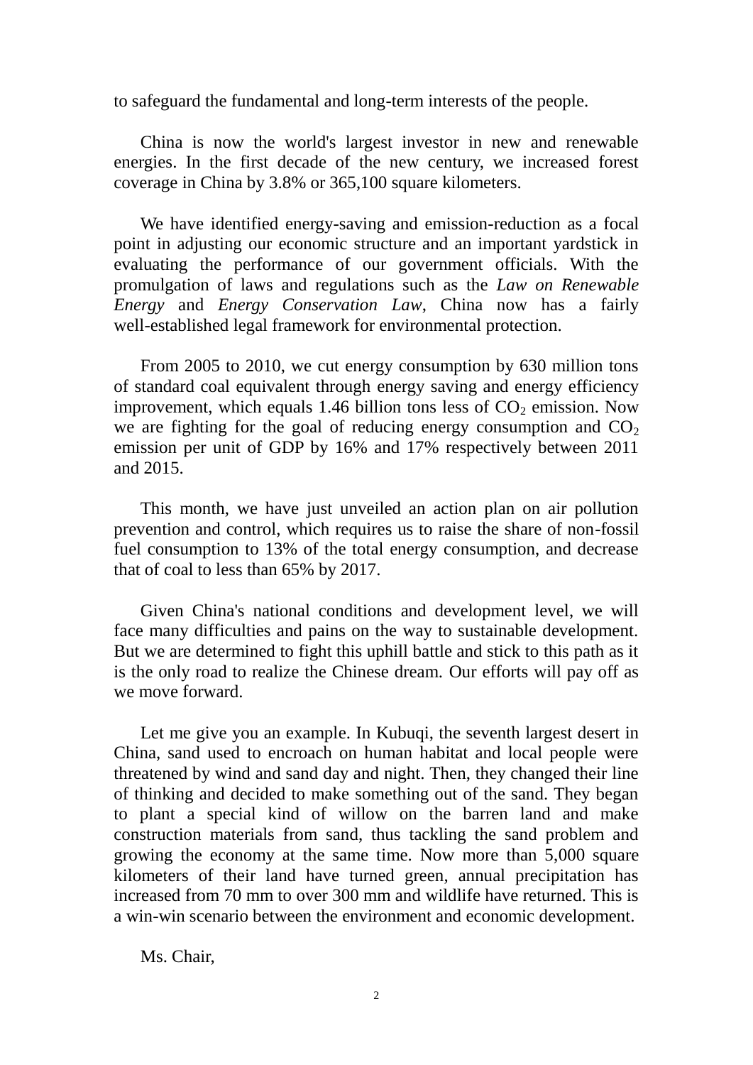to safeguard the fundamental and long-term interests of the people.

China is now the world's largest investor in new and renewable energies. In the first decade of the new century, we increased forest coverage in China by 3.8% or 365,100 square kilometers.

We have identified energy-saving and emission-reduction as a focal point in adjusting our economic structure and an important yardstick in evaluating the performance of our government officials. With the promulgation of laws and regulations such as the *Law on Renewable Energy* and *Energy Conservation Law*, China now has a fairly well-established legal framework for environmental protection.

From 2005 to 2010, we cut energy consumption by 630 million tons of standard coal equivalent through energy saving and energy efficiency improvement, which equals 1.46 billion tons less of $CO_2$ emission. Now we are fighting for the goal of reducing energy consumption and $CO_2$ emission per unit of GDP by 16% and 17% respectively between 2011 and 2015.

This month, we have just unveiled an action plan on air pollution prevention and control, which requires us to raise the share of non-fossil fuel consumption to 13% of the total energy consumption, and decrease that of coal to less than 65% by 2017.

Given China's national conditions and development level, we will face many difficulties and pains on the way to sustainable development. But we are determined to fight this uphill battle and stick to this path as it is the only road to realize the Chinese dream. Our efforts will pay off as we move forward.

Let me give you an example. In Kubuqi, the seventh largest desert in China, sand used to encroach on human habitat and local people were threatened by wind and sand day and night. Then, they changed their line of thinking and decided to make something out of the sand. They began to plant a special kind of willow on the barren land and make construction materials from sand, thus tackling the sand problem and growing the economy at the same time. Now more than 5,000 square kilometers of their land have turned green, annual precipitation has increased from 70 mm to over 300 mm and wildlife have returned. This is a win-win scenario between the environment and economic development.

Ms. Chair,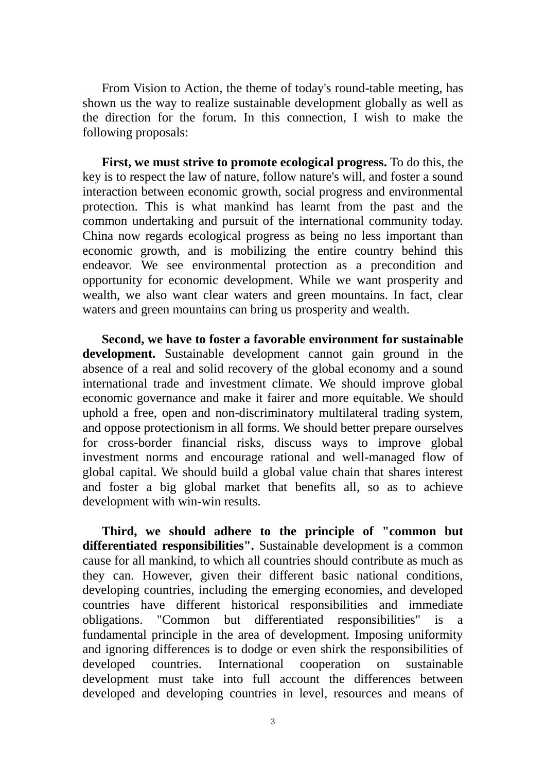From Vision to Action, the theme of today's round-table meeting, has shown us the way to realize sustainable development globally as well as the direction for the forum. In this connection, I wish to make the following proposals:

**First, we must strive to promote ecological progress.** To do this, the key is to respect the law of nature, follow nature's will, and foster a sound interaction between economic growth, social progress and environmental protection. This is what mankind has learnt from the past and the common undertaking and pursuit of the international community today. China now regards ecological progress as being no less important than economic growth, and is mobilizing the entire country behind this endeavor. We see environmental protection as a precondition and opportunity for economic development. While we want prosperity and wealth, we also want clear waters and green mountains. In fact, clear waters and green mountains can bring us prosperity and wealth.

**Second, we have to foster a favorable environment for sustainable development.** Sustainable development cannot gain ground in the absence of a real and solid recovery of the global economy and a sound international trade and investment climate. We should improve global economic governance and make it fairer and more equitable. We should uphold a free, open and non-discriminatory multilateral trading system, and oppose protectionism in all forms. We should better prepare ourselves for cross-border financial risks, discuss ways to improve global investment norms and encourage rational and well-managed flow of global capital. We should build a global value chain that shares interest and foster a big global market that benefits all, so as to achieve development with win-win results.

**Third, we should adhere to the principle of "common but differentiated responsibilities".** Sustainable development is a common cause for all mankind, to which all countries should contribute as much as they can. However, given their different basic national conditions, developing countries, including the emerging economies, and developed countries have different historical responsibilities and immediate obligations. "Common but differentiated responsibilities" is a fundamental principle in the area of development. Imposing uniformity and ignoring differences is to dodge or even shirk the responsibilities of developed countries. International cooperation on sustainable development must take into full account the differences between developed and developing countries in level, resources and means of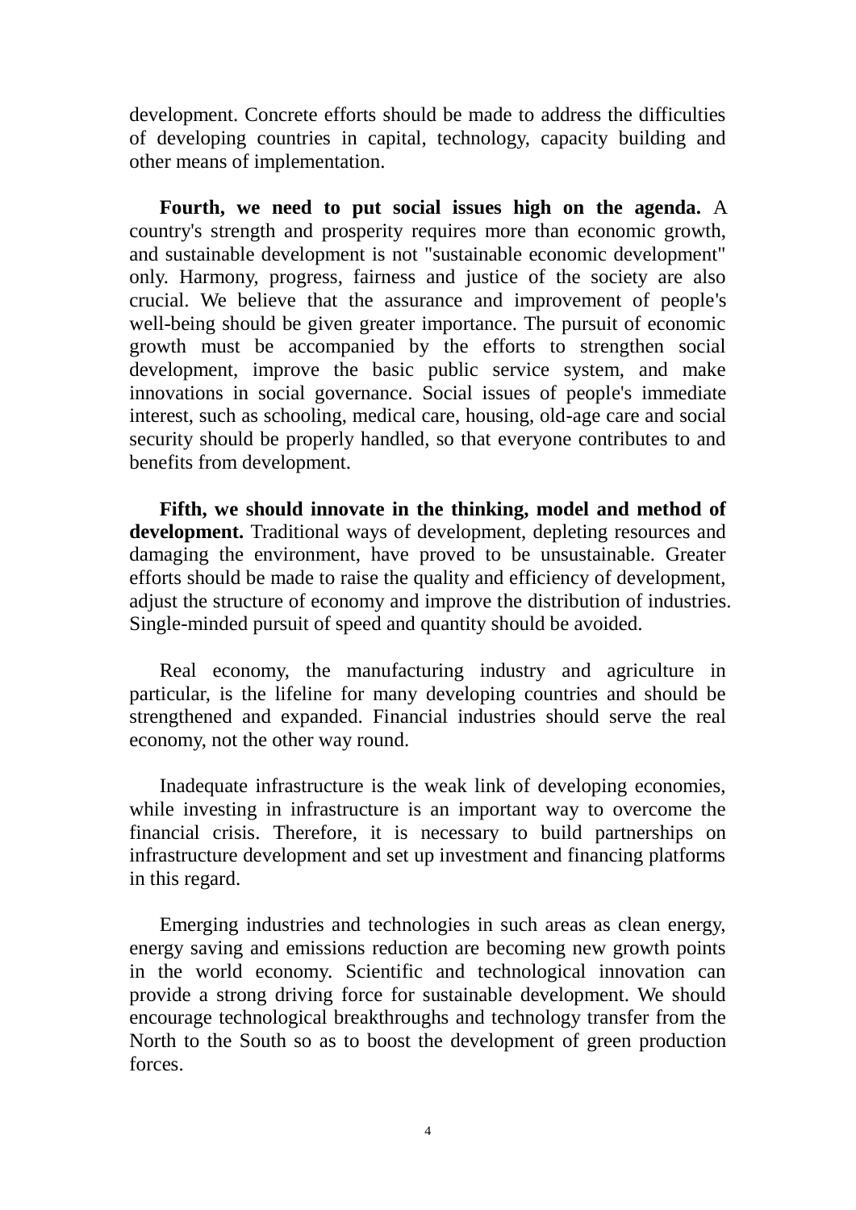development. Concrete efforts should be made to address the difficulties of developing countries in capital, technology, capacity building and other means of implementation.

**Fourth, we need to put social issues high on the agenda.** A country's strength and prosperity requires more than economic growth, and sustainable development is not "sustainable economic development" only. Harmony, progress, fairness and justice of the society are also crucial. We believe that the assurance and improvement of people's well-being should be given greater importance. The pursuit of economic growth must be accompanied by the efforts to strengthen social development, improve the basic public service system, and make innovations in social governance. Social issues of people's immediate interest, such as schooling, medical care, housing, old-age care and social security should be properly handled, so that everyone contributes to and benefits from development.

**Fifth, we should innovate in the thinking, model and method of development.** Traditional ways of development, depleting resources and damaging the environment, have proved to be unsustainable. Greater efforts should be made to raise the quality and efficiency of development, adjust the structure of economy and improve the distribution of industries. Single-minded pursuit of speed and quantity should be avoided.

Real economy, the manufacturing industry and agriculture in particular, is the lifeline for many developing countries and should be strengthened and expanded. Financial industries should serve the real economy, not the other way round.

Inadequate infrastructure is the weak link of developing economies, while investing in infrastructure is an important way to overcome the financial crisis. Therefore, it is necessary to build partnerships on infrastructure development and set up investment and financing platforms in this regard.

Emerging industries and technologies in such areas as clean energy, energy saving and emissions reduction are becoming new growth points in the world economy. Scientific and technological innovation can provide a strong driving force for sustainable development. We should encourage technological breakthroughs and technology transfer from the North to the South so as to boost the development of green production forces.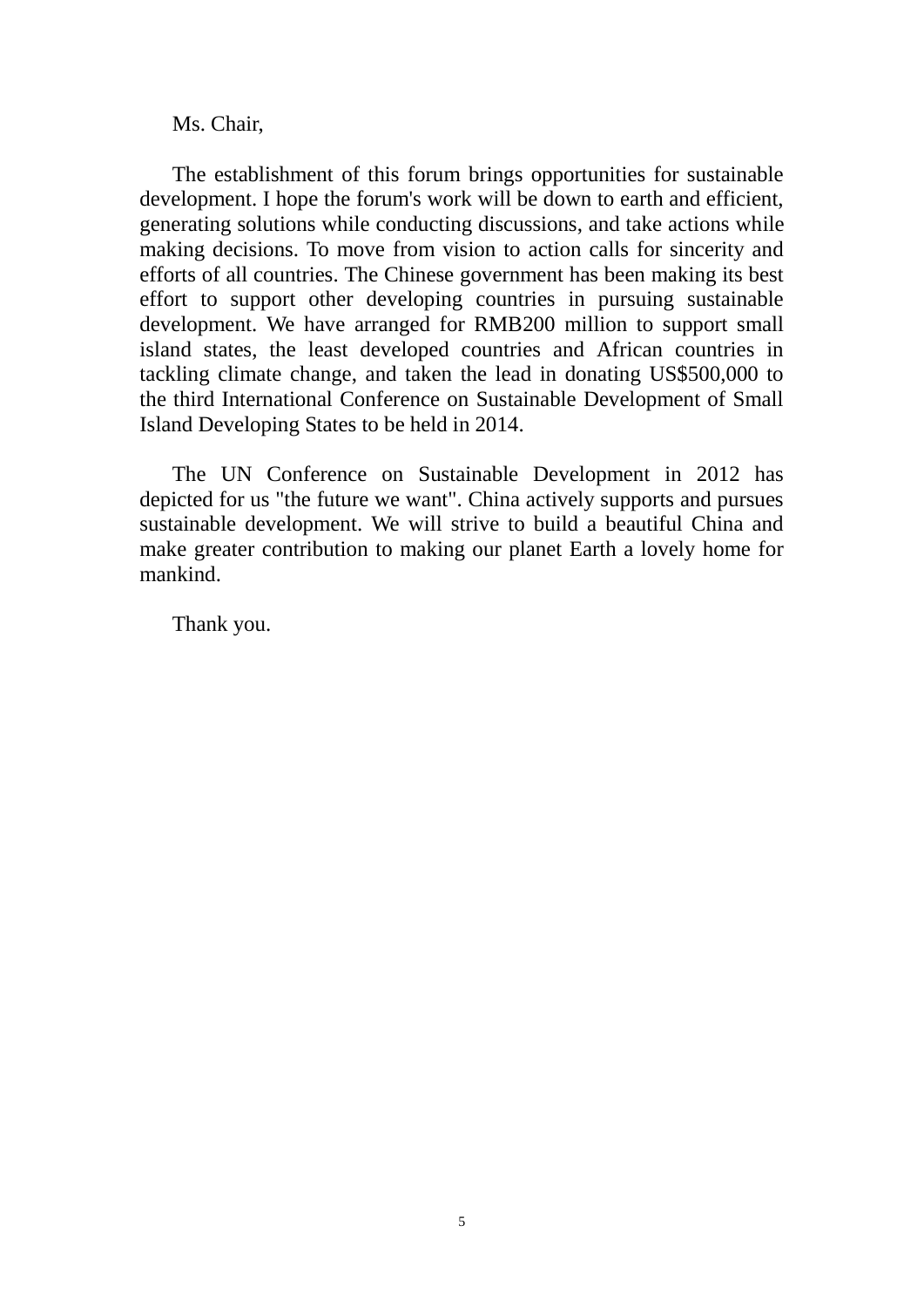Ms. Chair,

The establishment of this forum brings opportunities for sustainable development. I hope the forum's work will be down to earth and efficient, generating solutions while conducting discussions, and take actions while making decisions. To move from vision to action calls for sincerity and efforts of all countries. The Chinese government has been making its best effort to support other developing countries in pursuing sustainable development. We have arranged for RMB200 million to support small island states, the least developed countries and African countries in tackling climate change, and taken the lead in donating US$500,000 to the third International Conference on Sustainable Development of Small Island Developing States to be held in 2014.

The UN Conference on Sustainable Development in 2012 has depicted for us "the future we want". China actively supports and pursues sustainable development. We will strive to build a beautiful China and make greater contribution to making our planet Earth a lovely home for mankind.

Thank you.